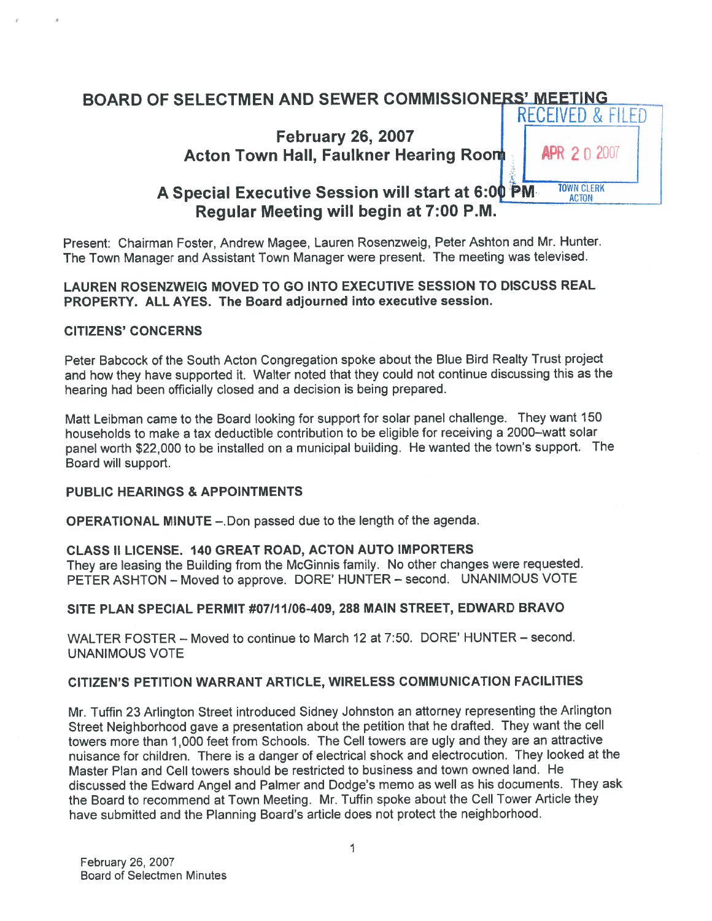# BOARD OF SELECTMEN AND SEWER COMMISSIONERS' MEETING

RECEIVED & FILED
APR 20 2007
TOWN CLERK
ACTON

## February 26, 2007
## Acton Town Hall, Faulkner Hearing Room

## A Special Executive Session will start at 6:00 PM
## Regular Meeting will begin at 7:00 P.M.

Present: Chairman Foster, Andrew Magee, Lauren Rosenzweig, Peter Ashton and Mr. Hunter. The Town Manager and Assistant Town Manager were present. The meeting was televised.

**LAUREN ROSENZWEIG MOVED TO GO INTO EXECUTIVE SESSION TO DISCUSS REAL PROPERTY. ALL AYES. The Board adjourned into executive session.**

**CITIZENS' CONCERNS**

Peter Babcock of the South Acton Congregation spoke about the Blue Bird Realty Trust project and how they have supported it. Walter noted that they could not continue discussing this as the hearing had been officially closed and a decision is being prepared.

Matt Leibman came to the Board looking for support for solar panel challenge. They want 150 households to make a tax deductible contribution to be eligible for receiving a 2000–watt solar panel worth $22,000 to be installed on a municipal building. He wanted the town's support. The Board will support.

**PUBLIC HEARINGS & APPOINTMENTS**

**OPERATIONAL MINUTE** –.Don passed due to the length of the agenda.

**CLASS II LICENSE. 140 GREAT ROAD, ACTON AUTO IMPORTERS**
They are leasing the Building from the McGinnis family. No other changes were requested.
PETER ASHTON – Moved to approve. DORE' HUNTER – second. UNANIMOUS VOTE

**SITE PLAN SPECIAL PERMIT #07/11/06-409, 288 MAIN STREET, EDWARD BRAVO**

WALTER FOSTER – Moved to continue to March 12 at 7:50. DORE' HUNTER – second. UNANIMOUS VOTE

**CITIZEN'S PETITION WARRANT ARTICLE, WIRELESS COMMUNICATION FACILITIES**

Mr. Tuffin 23 Arlington Street introduced Sidney Johnston an attorney representing the Arlington Street Neighborhood gave a presentation about the petition that he drafted. They want the cell towers more than 1,000 feet from Schools. The Cell towers are ugly and they are an attractive nuisance for children. There is a danger of electrical shock and electrocution. They looked at the Master Plan and Cell towers should be restricted to business and town owned land. He discussed the Edward Angel and Palmer and Dodge's memo as well as his documents. They ask the Board to recommend at Town Meeting. Mr. Tuffin spoke about the Cell Tower Article they have submitted and the Planning Board's article does not protect the neighborhood.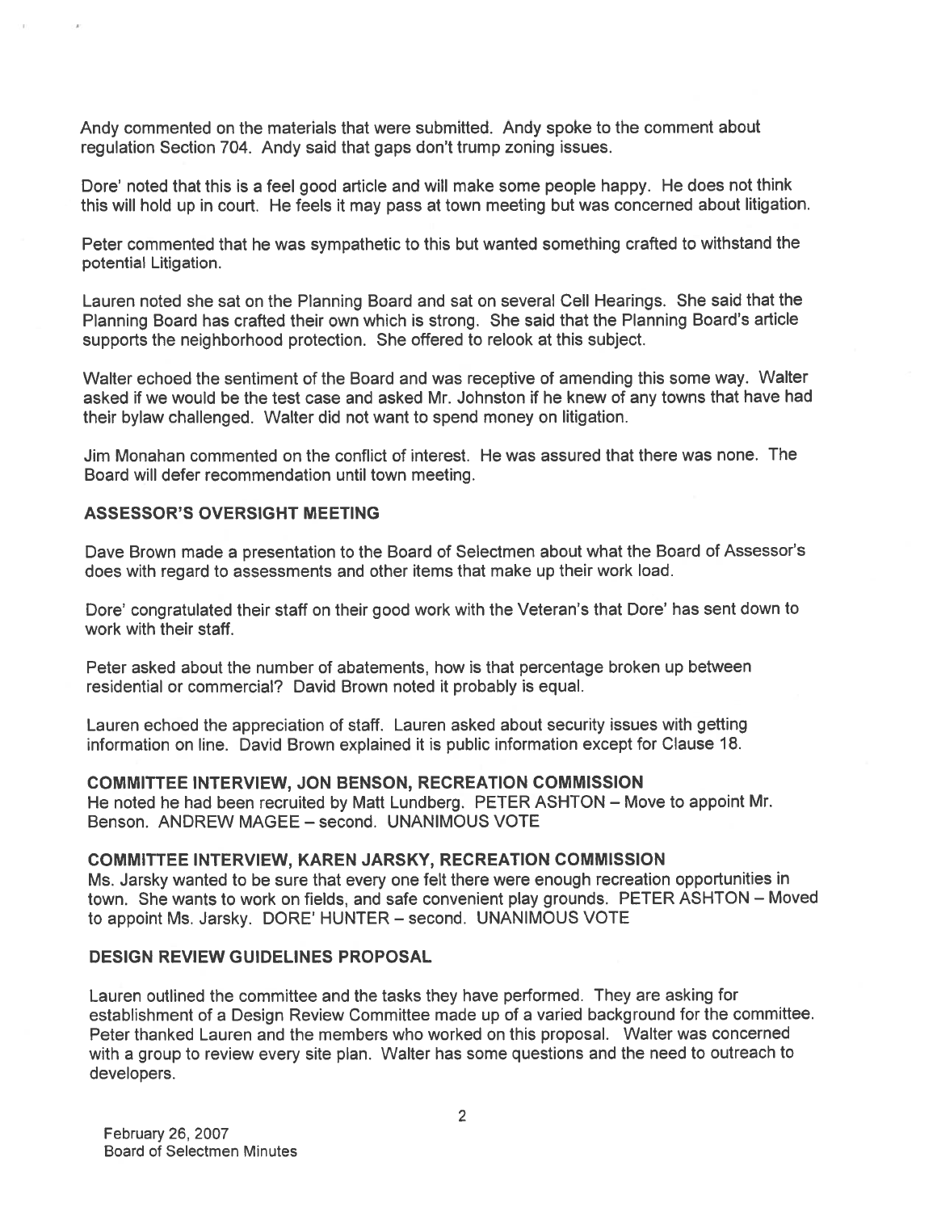Andy commented on the materials that were submitted. Andy spoke to the comment about regulation Section 704. Andy said that gaps don't trump zoning issues.

Dore' noted that this is a feel good article and will make some people happy. He does not think this will hold up in court. He feels it may pass at town meeting but was concerned about litigation.

Peter commented that he was sympathetic to this but wanted something crafted to withstand the potential Litigation.

Lauren noted she sat on the Planning Board and sat on several Cell Hearings. She said that the Planning Board has crafted their own which is strong. She said that the Planning Board's article supports the neighborhood protection. She offered to relook at this subject.

Walter echoed the sentiment of the Board and was receptive of amending this some way. Walter asked if we would be the test case and asked Mr. Johnston if he knew of any towns that have had their bylaw challenged. Walter did not want to spend money on litigation.

Jim Monahan commented on the conflict of interest. He was assured that there was none. The Board will defer recommendation until town meeting.

**ASSESSOR'S OVERSIGHT MEETING**

Dave Brown made a presentation to the Board of Selectmen about what the Board of Assessor's does with regard to assessments and other items that make up their work load.

Dore' congratulated their staff on their good work with the Veteran's that Dore' has sent down to work with their staff.

Peter asked about the number of abatements, how is that percentage broken up between residential or commercial? David Brown noted it probably is equal.

Lauren echoed the appreciation of staff. Lauren asked about security issues with getting information on line. David Brown explained it is public information except for Clause 18.

**COMMITTEE INTERVIEW, JON BENSON, RECREATION COMMISSION**
He noted he had been recruited by Matt Lundberg. PETER ASHTON – Move to appoint Mr. Benson. ANDREW MAGEE – second. UNANIMOUS VOTE

**COMMITTEE INTERVIEW, KAREN JARSKY, RECREATION COMMISSION**
Ms. Jarsky wanted to be sure that every one felt there were enough recreation opportunities in town. She wants to work on fields, and safe convenient play grounds. PETER ASHTON – Moved to appoint Ms. Jarsky. DORE' HUNTER – second. UNANIMOUS VOTE

**DESIGN REVIEW GUIDELINES PROPOSAL**

Lauren outlined the committee and the tasks they have performed. They are asking for establishment of a Design Review Committee made up of a varied background for the committee. Peter thanked Lauren and the members who worked on this proposal. Walter was concerned with a group to review every site plan. Walter has some questions and the need to outreach to developers.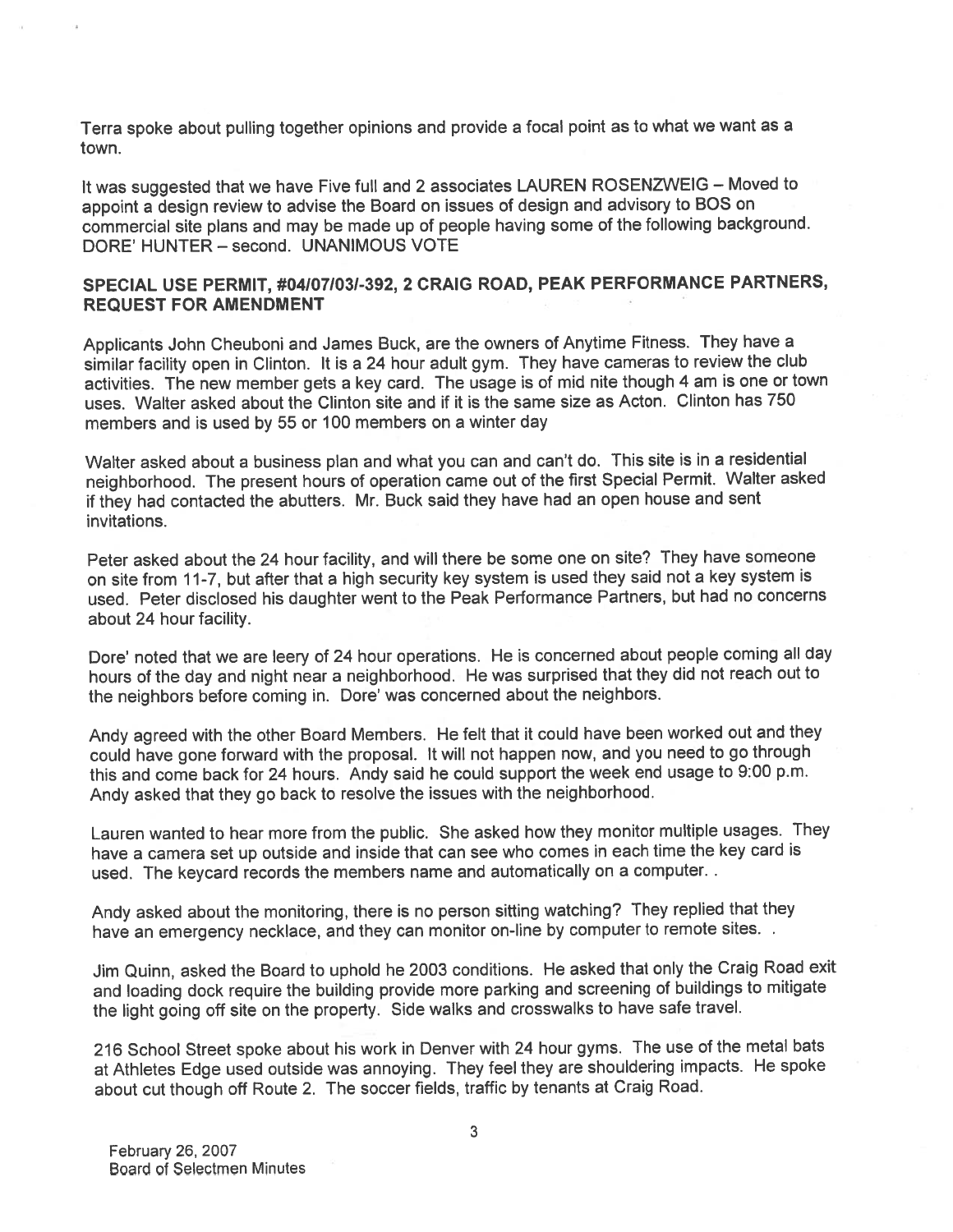Terra spoke about pulling together opinions and provide a focal point as to what we want as a town.

It was suggested that we have Five full and 2 associates LAUREN ROSENZWEIG – Moved to appoint a design review to advise the Board on issues of design and advisory to BOS on commercial site plans and may be made up of people having some of the following background. DORE' HUNTER – second. UNANIMOUS VOTE

## SPECIAL USE PERMIT, #04/07/03/-392, 2 CRAIG ROAD, PEAK PERFORMANCE PARTNERS, REQUEST FOR AMENDMENT

Applicants John Cheuboni and James Buck, are the owners of Anytime Fitness. They have a similar facility open in Clinton. It is a 24 hour adult gym. They have cameras to review the club activities. The new member gets a key card. The usage is of mid nite though 4 am is one or town uses. Walter asked about the Clinton site and if it is the same size as Acton. Clinton has 750 members and is used by 55 or 100 members on a winter day

Walter asked about a business plan and what you can and can't do. This site is in a residential neighborhood. The present hours of operation came out of the first Special Permit. Walter asked if they had contacted the abutters. Mr. Buck said they have had an open house and sent invitations.

Peter asked about the 24 hour facility, and will there be some one on site? They have someone on site from 11-7, but after that a high security key system is used they said not a key system is used. Peter disclosed his daughter went to the Peak Performance Partners, but had no concerns about 24 hour facility.

Dore' noted that we are leery of 24 hour operations. He is concerned about people coming all day hours of the day and night near a neighborhood. He was surprised that they did not reach out to the neighbors before coming in. Dore' was concerned about the neighbors.

Andy agreed with the other Board Members. He felt that it could have been worked out and they could have gone forward with the proposal. It will not happen now, and you need to go through this and come back for 24 hours. Andy said he could support the week end usage to 9:00 p.m. Andy asked that they go back to resolve the issues with the neighborhood.

Lauren wanted to hear more from the public. She asked how they monitor multiple usages. They have a camera set up outside and inside that can see who comes in each time the key card is used. The keycard records the members name and automatically on a computer. .

Andy asked about the monitoring, there is no person sitting watching? They replied that they have an emergency necklace, and they can monitor on-line by computer to remote sites. .

Jim Quinn, asked the Board to uphold he 2003 conditions. He asked that only the Craig Road exit and loading dock require the building provide more parking and screening of buildings to mitigate the light going off site on the property. Side walks and crosswalks to have safe travel.

216 School Street spoke about his work in Denver with 24 hour gyms. The use of the metal bats at Athletes Edge used outside was annoying. They feel they are shouldering impacts. He spoke about cut though off Route 2. The soccer fields, traffic by tenants at Craig Road.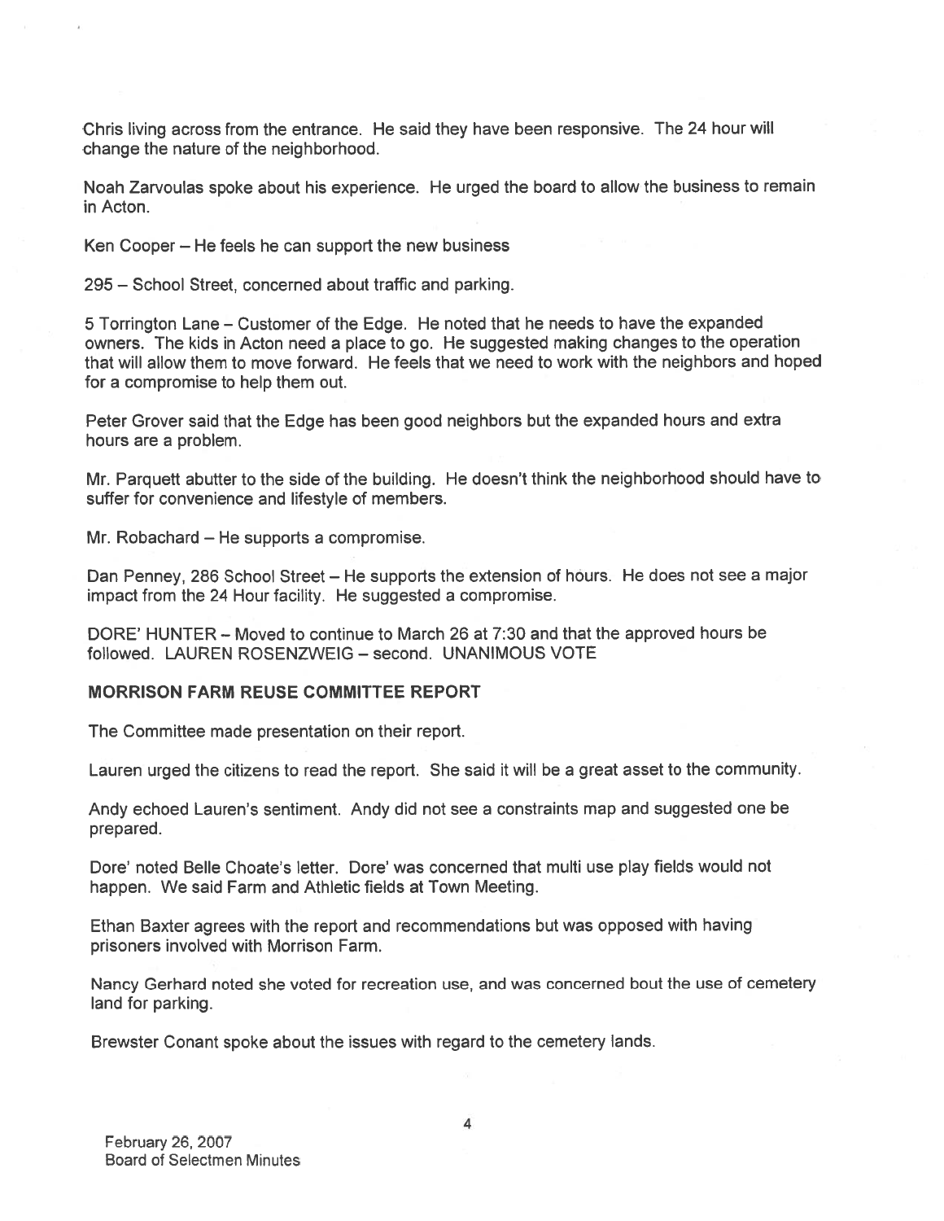Chris living across from the entrance. He said they have been responsive. The 24 hour will change the nature of the neighborhood.

Noah Zarvoulas spoke about his experience. He urged the board to allow the business to remain in Acton.

Ken Cooper – He feels he can support the new business

295 – School Street, concerned about traffic and parking.

5 Torrington Lane – Customer of the Edge. He noted that he needs to have the expanded owners. The kids in Acton need a place to go. He suggested making changes to the operation that will allow them to move forward. He feels that we need to work with the neighbors and hoped for a compromise to help them out.

Peter Grover said that the Edge has been good neighbors but the expanded hours and extra hours are a problem.

Mr. Parquett abutter to the side of the building. He doesn't think the neighborhood should have to suffer for convenience and lifestyle of members.

Mr. Robachard – He supports a compromise.

Dan Penney, 286 School Street – He supports the extension of hours. He does not see a major impact from the 24 Hour facility. He suggested a compromise.

DORE' HUNTER – Moved to continue to March 26 at 7:30 and that the approved hours be followed. LAUREN ROSENZWEIG – second. UNANIMOUS VOTE

**MORRISON FARM REUSE COMMITTEE REPORT**

The Committee made presentation on their report.

Lauren urged the citizens to read the report. She said it will be a great asset to the community.

Andy echoed Lauren's sentiment. Andy did not see a constraints map and suggested one be prepared.

Dore' noted Belle Choate's letter. Dore' was concerned that multi use play fields would not happen. We said Farm and Athletic fields at Town Meeting.

Ethan Baxter agrees with the report and recommendations but was opposed with having prisoners involved with Morrison Farm.

Nancy Gerhard noted she voted for recreation use, and was concerned bout the use of cemetery land for parking.

Brewster Conant spoke about the issues with regard to the cemetery lands.

February 26, 2007
Board of Selectmen Minutes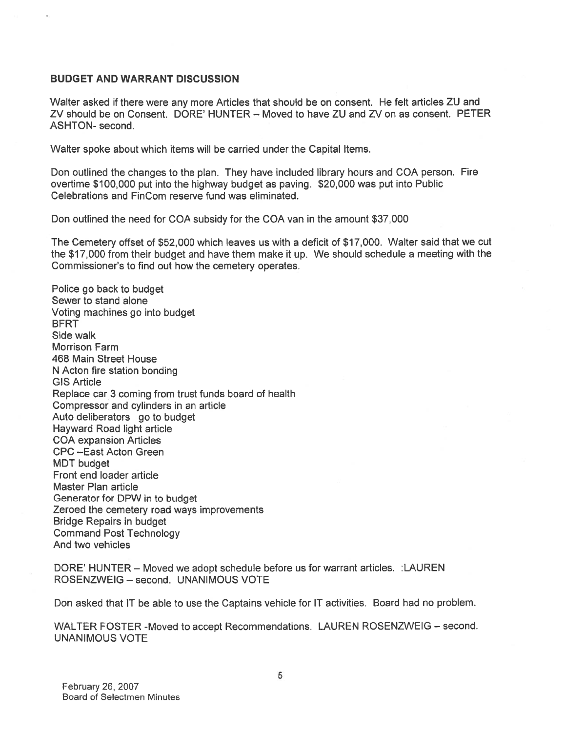**BUDGET AND WARRANT DISCUSSION**

Walter asked if there were any more Articles that should be on consent. He felt articles ZU and ZV should be on Consent. DORE' HUNTER – Moved to have ZU and ZV on as consent. PETER ASHTON- second.

Walter spoke about which items will be carried under the Capital Items.

Don outlined the changes to the plan. They have included library hours and COA person. Fire overtime $100,000 put into the highway budget as paving. $20,000 was put into Public Celebrations and FinCom reserve fund was eliminated.

Don outlined the need for COA subsidy for the COA van in the amount $37,000

The Cemetery offset of $52,000 which leaves us with a deficit of $17,000. Walter said that we cut the $17,000 from their budget and have them make it up. We should schedule a meeting with the Commissioner's to find out how the cemetery operates.

Police go back to budget
Sewer to stand alone
Voting machines go into budget
BFRT
Side walk
Morrison Farm
468 Main Street House
N Acton fire station bonding
GIS Article
Replace car 3 coming from trust funds board of health
Compressor and cylinders in an article
Auto deliberators go to budget
Hayward Road light article
COA expansion Articles
CPC –East Acton Green
MDT budget
Front end loader article
Master Plan article
Generator for DPW in to budget
Zeroed the cemetery road ways improvements
Bridge Repairs in budget
Command Post Technology
And two vehicles

DORE' HUNTER – Moved we adopt schedule before us for warrant articles. :LAUREN ROSENZWEIG – second. UNANIMOUS VOTE

Don asked that IT be able to use the Captains vehicle for IT activities. Board had no problem.

WALTER FOSTER -Moved to accept Recommendations. LAUREN ROSENZWEIG – second. UNANIMOUS VOTE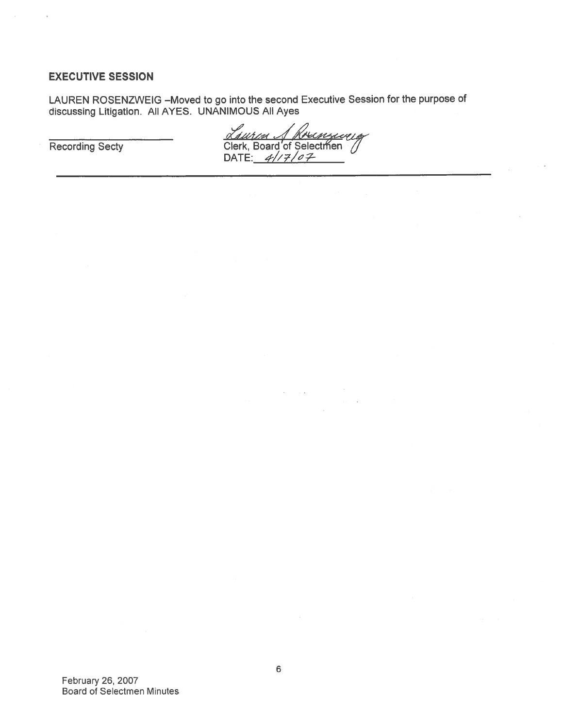**EXECUTIVE SESSION**

LAUREN ROSENZWEIG –Moved to go into the second Executive Session for the purpose of discussing Litigation. All AYES. UNANIMOUS All Ayes

| | |
|---|---|
| ____________________ | *Lauren A Rosenzweig* |
| Recording Secty | Clerk, Board of Selectmen |
| | DATE: *4/17/07* |

February 26, 2007
Board of Selectmen Minutes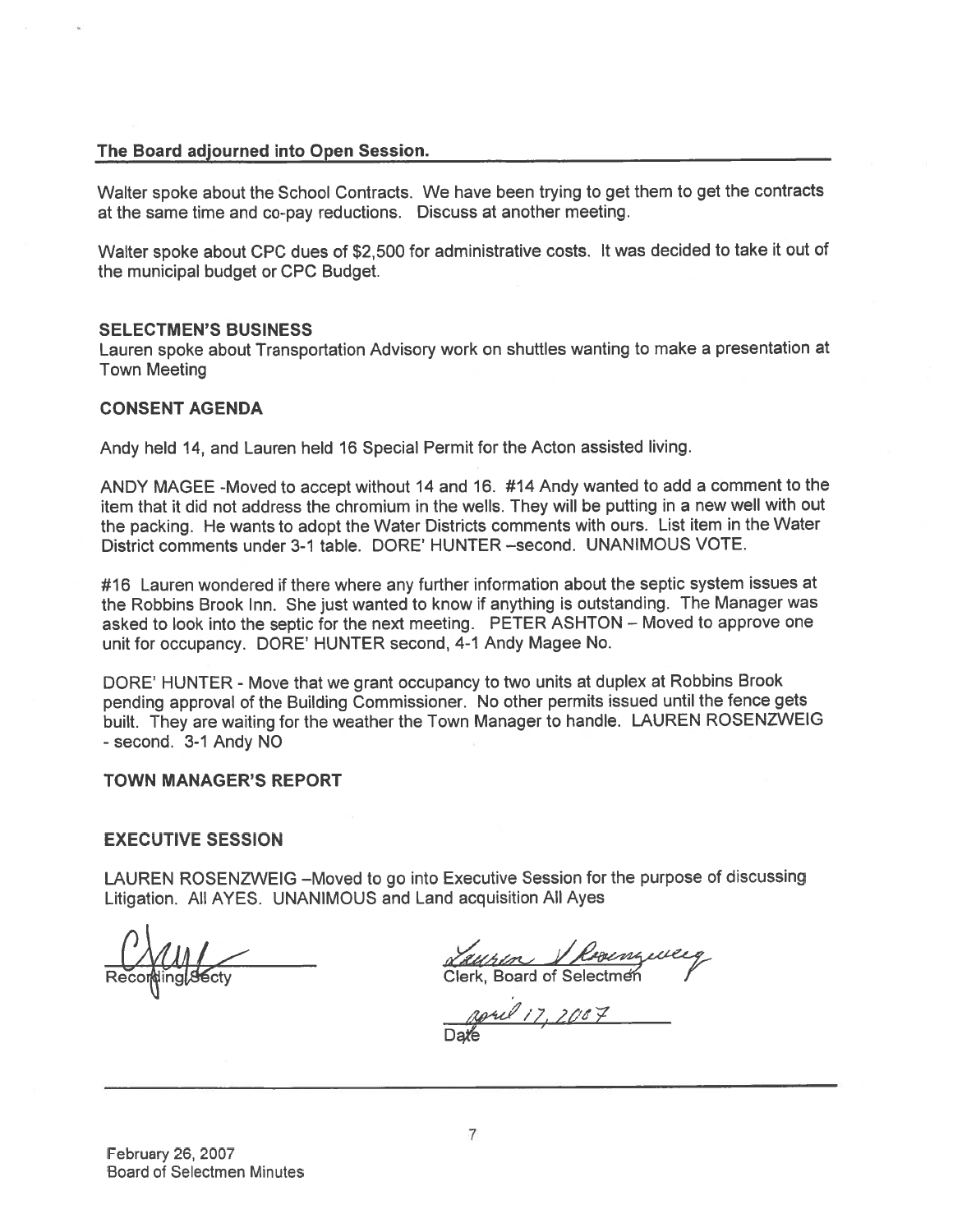**The Board adjourned into Open Session.**

Walter spoke about the School Contracts. We have been trying to get them to get the contracts at the same time and co-pay reductions. Discuss at another meeting.

Walter spoke about CPC dues of $2,500 for administrative costs. It was decided to take it out of the municipal budget or CPC Budget.

**SELECTMEN'S BUSINESS**

Lauren spoke about Transportation Advisory work on shuttles wanting to make a presentation at Town Meeting

**CONSENT AGENDA**

Andy held 14, and Lauren held 16 Special Permit for the Acton assisted living.

ANDY MAGEE -Moved to accept without 14 and 16. #14 Andy wanted to add a comment to the item that it did not address the chromium in the wells. They will be putting in a new well with out the packing. He wants to adopt the Water Districts comments with ours. List item in the Water District comments under 3-1 table. DORE' HUNTER –second. UNANIMOUS VOTE.

#16 Lauren wondered if there where any further information about the septic system issues at the Robbins Brook Inn. She just wanted to know if anything is outstanding. The Manager was asked to look into the septic for the next meeting. PETER ASHTON – Moved to approve one unit for occupancy. DORE' HUNTER second, 4-1 Andy Magee No.

DORE' HUNTER - Move that we grant occupancy to two units at duplex at Robbins Brook pending approval of the Building Commissioner. No other permits issued until the fence gets built. They are waiting for the weather the Town Manager to handle. LAUREN ROSENZWEIG - second. 3-1 Andy NO

**TOWN MANAGER'S REPORT**

**EXECUTIVE SESSION**

LAUREN ROSENZWEIG –Moved to go into Executive Session for the purpose of discussing Litigation. All AYES. UNANIMOUS and Land acquisition All Ayes

Recording Secty

Lauren J Rosenzweig
Clerk, Board of Selectmen

April 17, 2007
Date

February 26, 2007
Board of Selectmen Minutes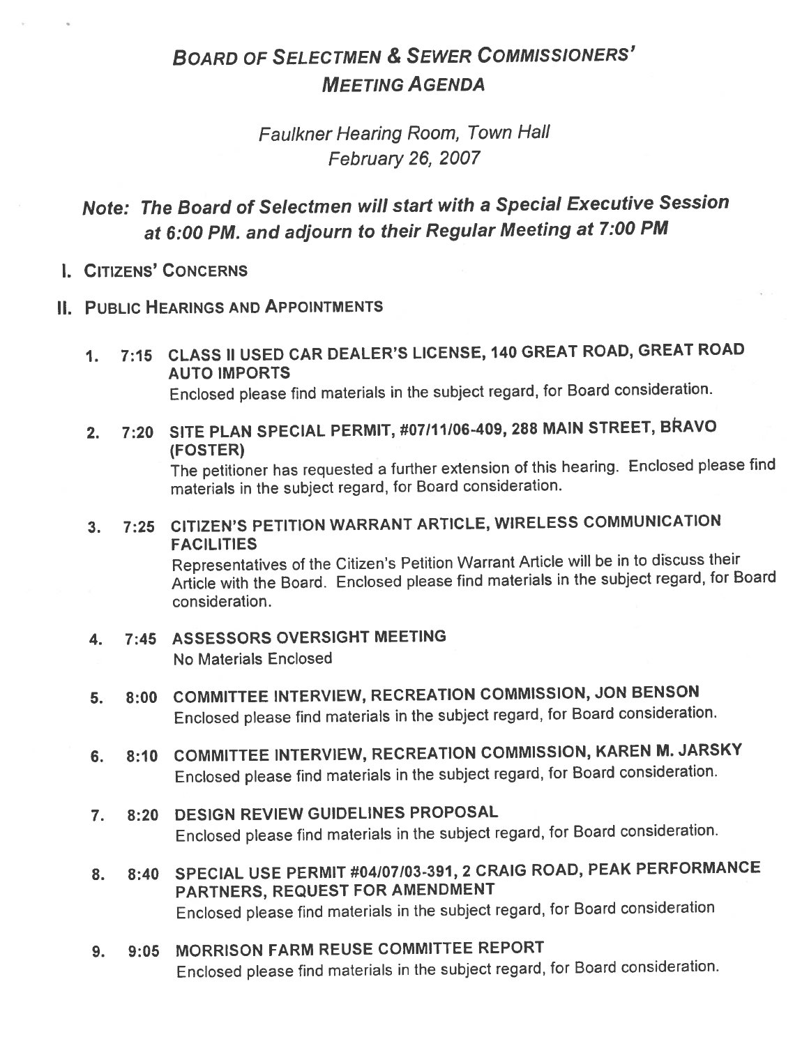# Board of Selectmen & Sewer Commissioners' Meeting Agenda

*Faulkner Hearing Room, Town Hall*
*February 26, 2007*

## *Note: The Board of Selectmen will start with a Special Executive Session at 6:00 PM. and adjourn to their Regular Meeting at 7:00 PM*

## I. Citizens' Concerns

## II. Public Hearings and Appointments

1. **7:15 CLASS II USED CAR DEALER'S LICENSE, 140 GREAT ROAD, GREAT ROAD AUTO IMPORTS**
   Enclosed please find materials in the subject regard, for Board consideration.

2. **7:20 SITE PLAN SPECIAL PERMIT, #07/11/06-409, 288 MAIN STREET, BRAVO (FOSTER)**
   The petitioner has requested a further extension of this hearing. Enclosed please find materials in the subject regard, for Board consideration.

3. **7:25 CITIZEN'S PETITION WARRANT ARTICLE, WIRELESS COMMUNICATION FACILITIES**
   Representatives of the Citizen's Petition Warrant Article will be in to discuss their Article with the Board. Enclosed please find materials in the subject regard, for Board consideration.

4. **7:45 ASSESSORS OVERSIGHT MEETING**
   No Materials Enclosed

5. **8:00 COMMITTEE INTERVIEW, RECREATION COMMISSION, JON BENSON**
   Enclosed please find materials in the subject regard, for Board consideration.

6. **8:10 COMMITTEE INTERVIEW, RECREATION COMMISSION, KAREN M. JARSKY**
   Enclosed please find materials in the subject regard, for Board consideration.

7. **8:20 DESIGN REVIEW GUIDELINES PROPOSAL**
   Enclosed please find materials in the subject regard, for Board consideration.

8. **8:40 SPECIAL USE PERMIT #04/07/03-391, 2 CRAIG ROAD, PEAK PERFORMANCE PARTNERS, REQUEST FOR AMENDMENT**
   Enclosed please find materials in the subject regard, for Board consideration

9. **9:05 MORRISON FARM REUSE COMMITTEE REPORT**
   Enclosed please find materials in the subject regard, for Board consideration.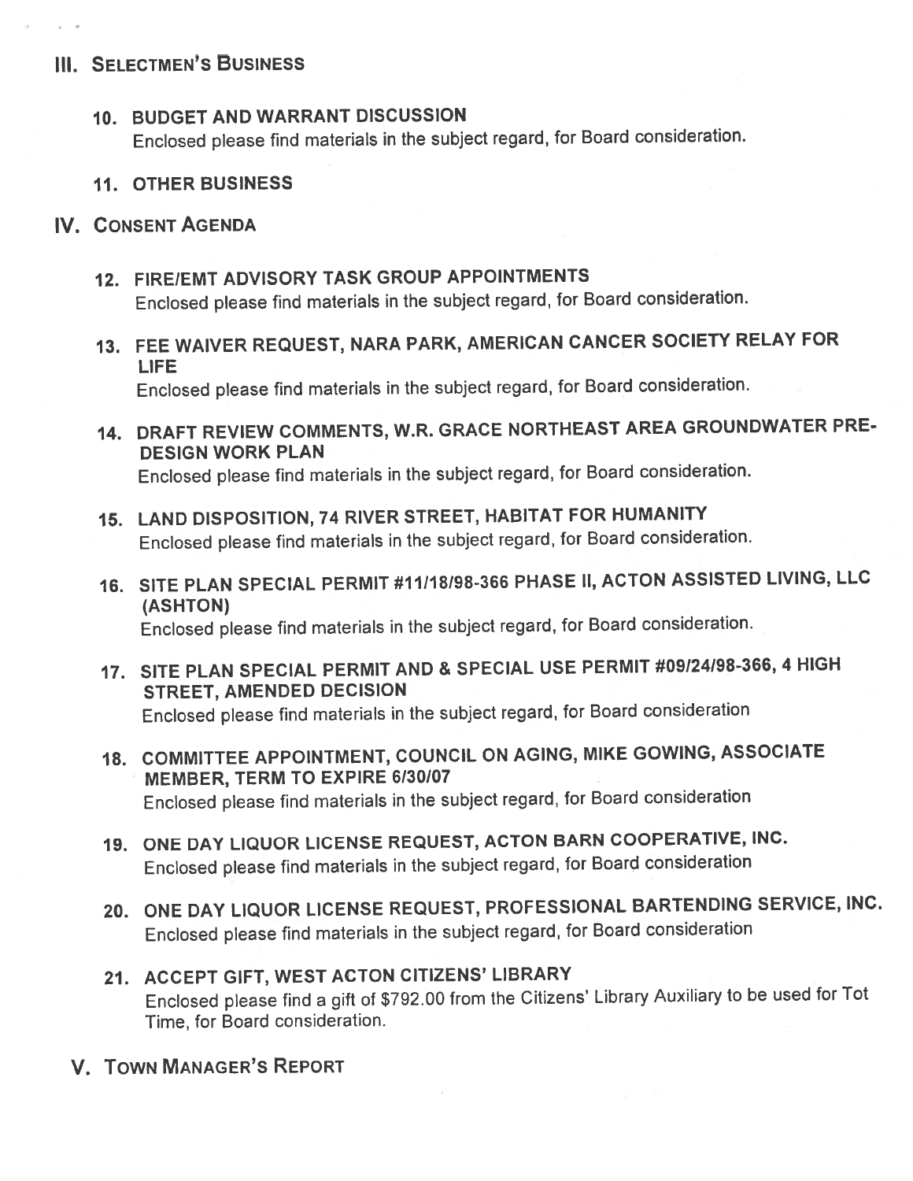## III. Selectmen's Business

### 10. BUDGET AND WARRANT DISCUSSION

Enclosed please find materials in the subject regard, for Board consideration.

### 11. OTHER BUSINESS

## IV. Consent Agenda

### 12. FIRE/EMT ADVISORY TASK GROUP APPOINTMENTS

Enclosed please find materials in the subject regard, for Board consideration.

### 13. FEE WAIVER REQUEST, NARA PARK, AMERICAN CANCER SOCIETY RELAY FOR LIFE

Enclosed please find materials in the subject regard, for Board consideration.

### 14. DRAFT REVIEW COMMENTS, W.R. GRACE NORTHEAST AREA GROUNDWATER PRE-DESIGN WORK PLAN

Enclosed please find materials in the subject regard, for Board consideration.

### 15. LAND DISPOSITION, 74 RIVER STREET, HABITAT FOR HUMANITY

Enclosed please find materials in the subject regard, for Board consideration.

### 16. SITE PLAN SPECIAL PERMIT #11/18/98-366 PHASE II, ACTON ASSISTED LIVING, LLC (ASHTON)

Enclosed please find materials in the subject regard, for Board consideration.

### 17. SITE PLAN SPECIAL PERMIT AND & SPECIAL USE PERMIT #09/24/98-366, 4 HIGH STREET, AMENDED DECISION

Enclosed please find materials in the subject regard, for Board consideration

### 18. COMMITTEE APPOINTMENT, COUNCIL ON AGING, MIKE GOWING, ASSOCIATE MEMBER, TERM TO EXPIRE 6/30/07

Enclosed please find materials in the subject regard, for Board consideration

### 19. ONE DAY LIQUOR LICENSE REQUEST, ACTON BARN COOPERATIVE, INC.

Enclosed please find materials in the subject regard, for Board consideration

### 20. ONE DAY LIQUOR LICENSE REQUEST, PROFESSIONAL BARTENDING SERVICE, INC.

Enclosed please find materials in the subject regard, for Board consideration

### 21. ACCEPT GIFT, WEST ACTON CITIZENS' LIBRARY

Enclosed please find a gift of $792.00 from the Citizens' Library Auxiliary to be used for Tot Time, for Board consideration.

## V. Town Manager's Report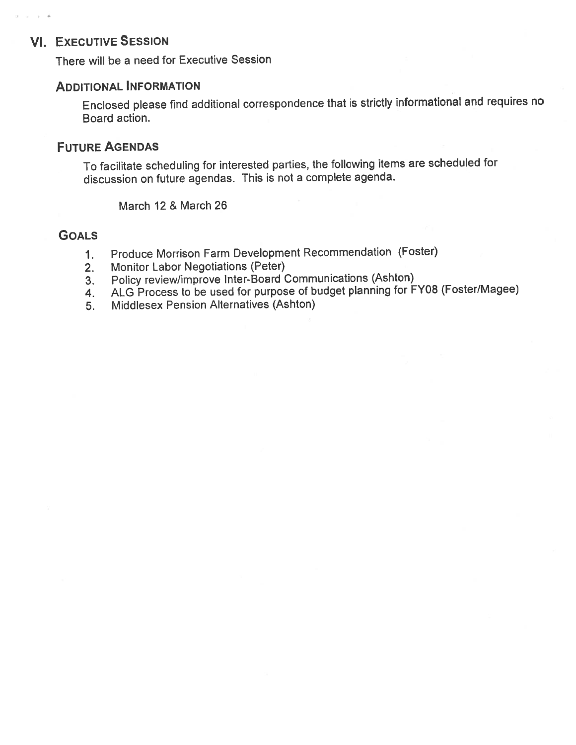## VI. Executive Session

There will be a need for Executive Session

### Additional Information

Enclosed please find additional correspondence that is strictly informational and requires no Board action.

### Future Agendas

To facilitate scheduling for interested parties, the following items are scheduled for discussion on future agendas. This is not a complete agenda.

March 12 & March 26

### Goals

1. Produce Morrison Farm Development Recommendation (Foster)
2. Monitor Labor Negotiations (Peter)
3. Policy review/improve Inter-Board Communications (Ashton)
4. ALG Process to be used for purpose of budget planning for FY08 (Foster/Magee)
5. Middlesex Pension Alternatives (Ashton)